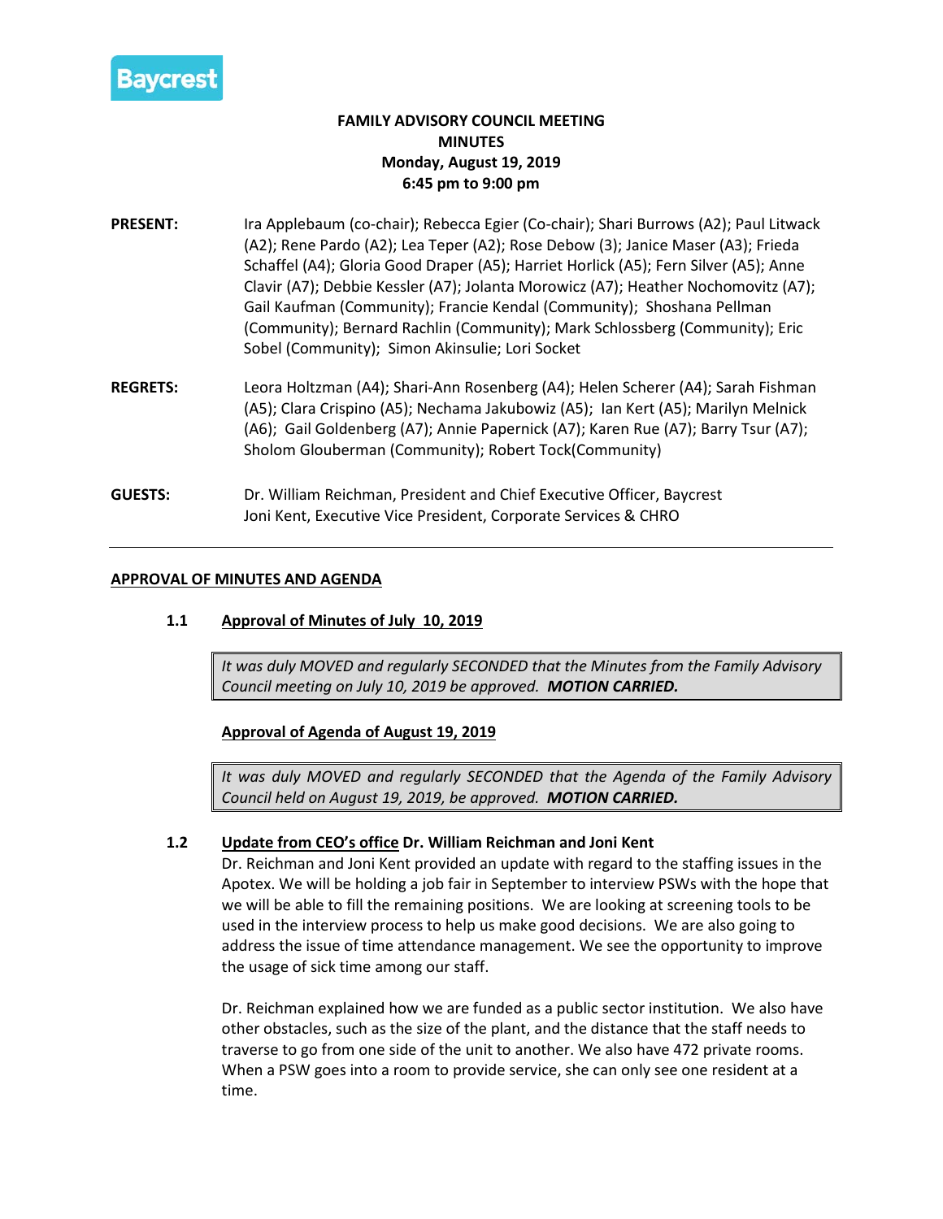Baycrest

**FAMILY ADVISORY COUNCIL MEETING**
**MINUTES**
**Monday, August 19, 2019**
**6:45 pm to 9:00 pm**

**PRESENT:** Ira Applebaum (co-chair); Rebecca Egier (Co-chair); Shari Burrows (A2); Paul Litwack (A2); Rene Pardo (A2); Lea Teper (A2); Rose Debow (3); Janice Maser (A3); Frieda Schaffel (A4); Gloria Good Draper (A5); Harriet Horlick (A5); Fern Silver (A5); Anne Clavir (A7); Debbie Kessler (A7); Jolanta Morowicz (A7); Heather Nochomovitz (A7); Gail Kaufman (Community); Francie Kendal (Community); Shoshana Pellman (Community); Bernard Rachlin (Community); Mark Schlossberg (Community); Eric Sobel (Community); Simon Akinsulie; Lori Socket

**REGRETS:** Leora Holtzman (A4); Shari-Ann Rosenberg (A4); Helen Scherer (A4); Sarah Fishman (A5); Clara Crispino (A5); Nechama Jakubowiz (A5); Ian Kert (A5); Marilyn Melnick (A6); Gail Goldenberg (A7); Annie Papernick (A7); Karen Rue (A7); Barry Tsur (A7); Sholom Glouberman (Community); Robert Tock(Community)

**GUESTS:** Dr. William Reichman, President and Chief Executive Officer, Baycrest
Joni Kent, Executive Vice President, Corporate Services & CHRO

---

**APPROVAL OF MINUTES AND AGENDA**

**1.1 Approval of Minutes of July 10, 2019**

> *It was duly MOVED and regularly SECONDED that the Minutes from the Family Advisory Council meeting on July 10, 2019 be approved.* ***MOTION CARRIED.***

**Approval of Agenda of August 19, 2019**

> *It was duly MOVED and regularly SECONDED that the Agenda of the Family Advisory Council held on August 19, 2019, be approved.* ***MOTION CARRIED.***

**1.2 Update from CEO's office Dr. William Reichman and Joni Kent**

Dr. Reichman and Joni Kent provided an update with regard to the staffing issues in the Apotex. We will be holding a job fair in September to interview PSWs with the hope that we will be able to fill the remaining positions. We are looking at screening tools to be used in the interview process to help us make good decisions. We are also going to address the issue of time attendance management. We see the opportunity to improve the usage of sick time among our staff.

Dr. Reichman explained how we are funded as a public sector institution. We also have other obstacles, such as the size of the plant, and the distance that the staff needs to traverse to go from one side of the unit to another. We also have 472 private rooms. When a PSW goes into a room to provide service, she can only see one resident at a time.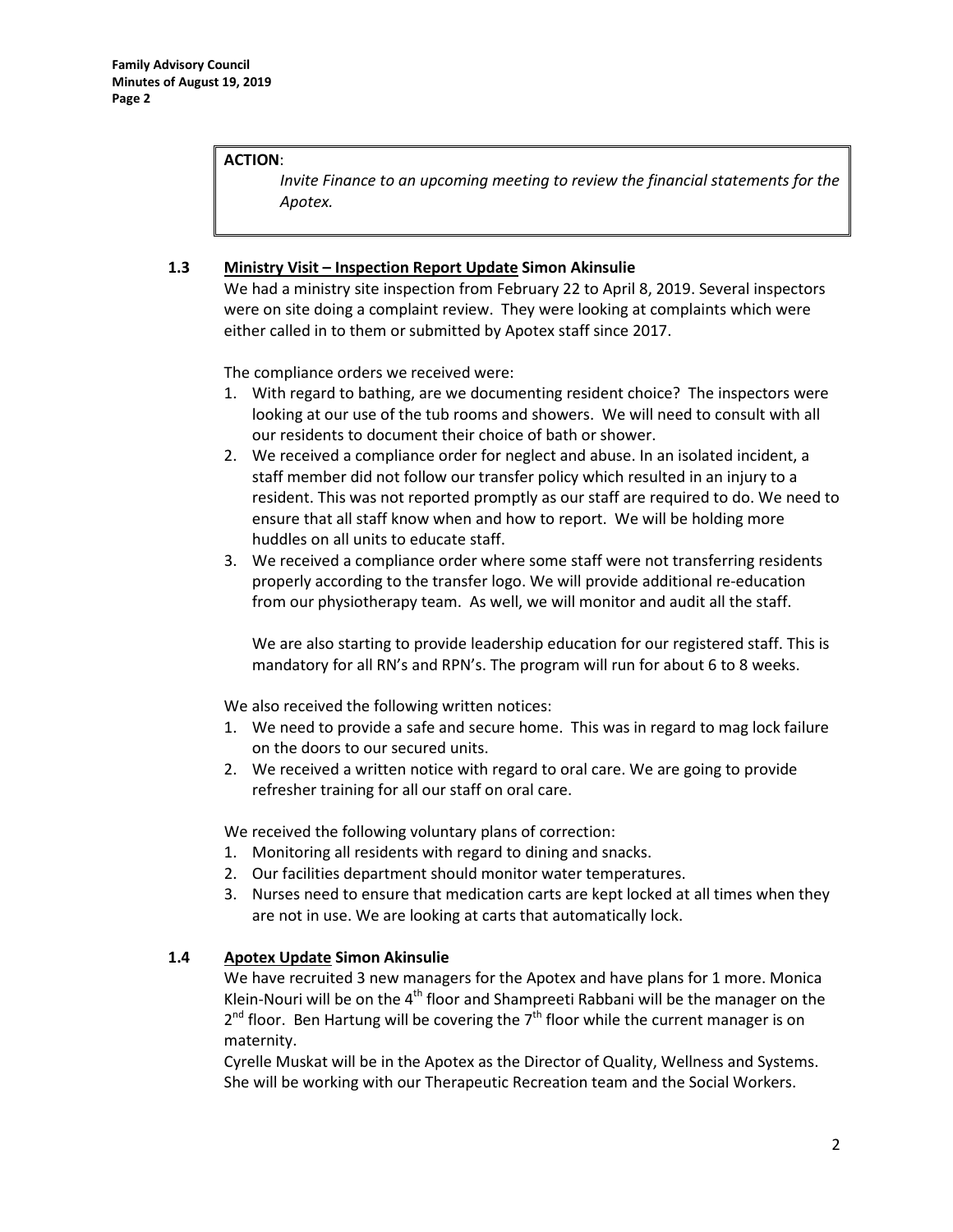**ACTION**:

*Invite Finance to an upcoming meeting to review the financial statements for the Apotex.*

### 1.3 Ministry Visit – Inspection Report Update Simon Akinsulie

We had a ministry site inspection from February 22 to April 8, 2019. Several inspectors were on site doing a complaint review. They were looking at complaints which were either called in to them or submitted by Apotex staff since 2017.

The compliance orders we received were:

1. With regard to bathing, are we documenting resident choice? The inspectors were looking at our use of the tub rooms and showers. We will need to consult with all our residents to document their choice of bath or shower.
2. We received a compliance order for neglect and abuse. In an isolated incident, a staff member did not follow our transfer policy which resulted in an injury to a resident. This was not reported promptly as our staff are required to do. We need to ensure that all staff know when and how to report. We will be holding more huddles on all units to educate staff.
3. We received a compliance order where some staff were not transferring residents properly according to the transfer logo. We will provide additional re-education from our physiotherapy team. As well, we will monitor and audit all the staff.

   We are also starting to provide leadership education for our registered staff. This is mandatory for all RN's and RPN's. The program will run for about 6 to 8 weeks.

We also received the following written notices:

1. We need to provide a safe and secure home. This was in regard to mag lock failure on the doors to our secured units.
2. We received a written notice with regard to oral care. We are going to provide refresher training for all our staff on oral care.

We received the following voluntary plans of correction:

1. Monitoring all residents with regard to dining and snacks.
2. Our facilities department should monitor water temperatures.
3. Nurses need to ensure that medication carts are kept locked at all times when they are not in use. We are looking at carts that automatically lock.

### 1.4 Apotex Update Simon Akinsulie

We have recruited 3 new managers for the Apotex and have plans for 1 more. Monica Klein-Nouri will be on the 4th floor and Shampreeti Rabbani will be the manager on the 2nd floor. Ben Hartung will be covering the 7th floor while the current manager is on maternity.

Cyrelle Muskat will be in the Apotex as the Director of Quality, Wellness and Systems. She will be working with our Therapeutic Recreation team and the Social Workers.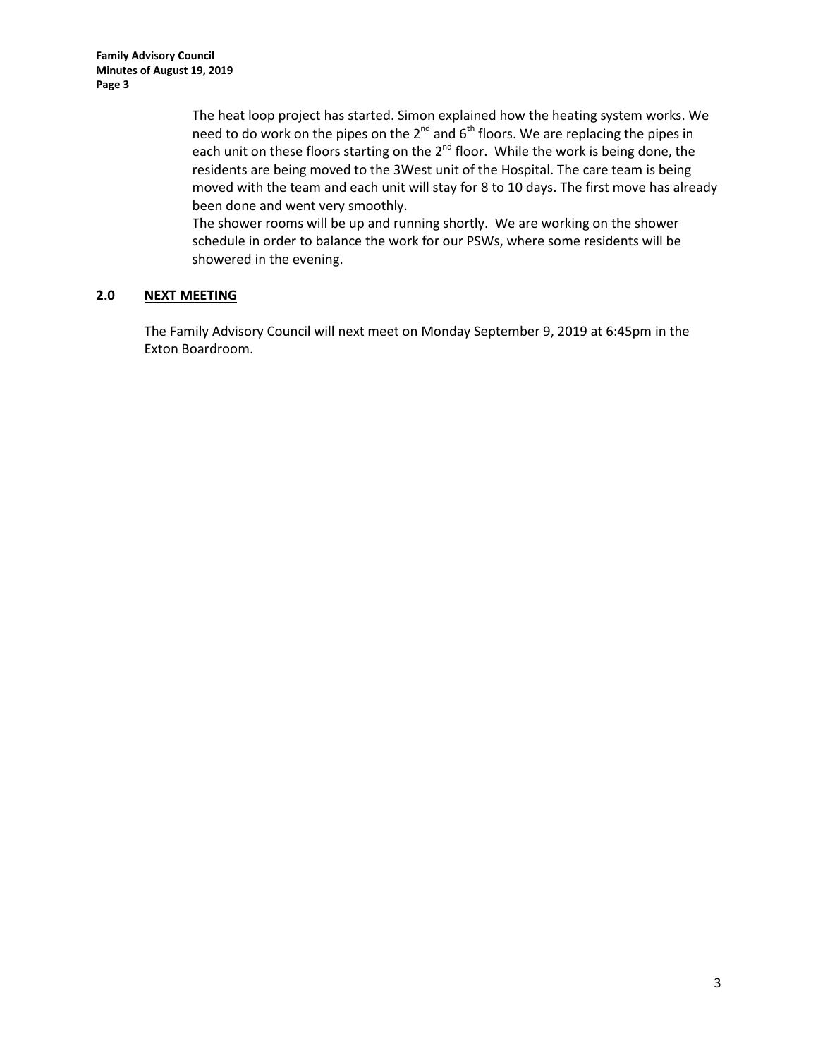The heat loop project has started. Simon explained how the heating system works. We need to do work on the pipes on the 2nd and 6th floors. We are replacing the pipes in each unit on these floors starting on the 2nd floor. While the work is being done, the residents are being moved to the 3West unit of the Hospital. The care team is being moved with the team and each unit will stay for 8 to 10 days. The first move has already been done and went very smoothly.

The shower rooms will be up and running shortly. We are working on the shower schedule in order to balance the work for our PSWs, where some residents will be showered in the evening.

## 2.0 NEXT MEETING

The Family Advisory Council will next meet on Monday September 9, 2019 at 6:45pm in the Exton Boardroom.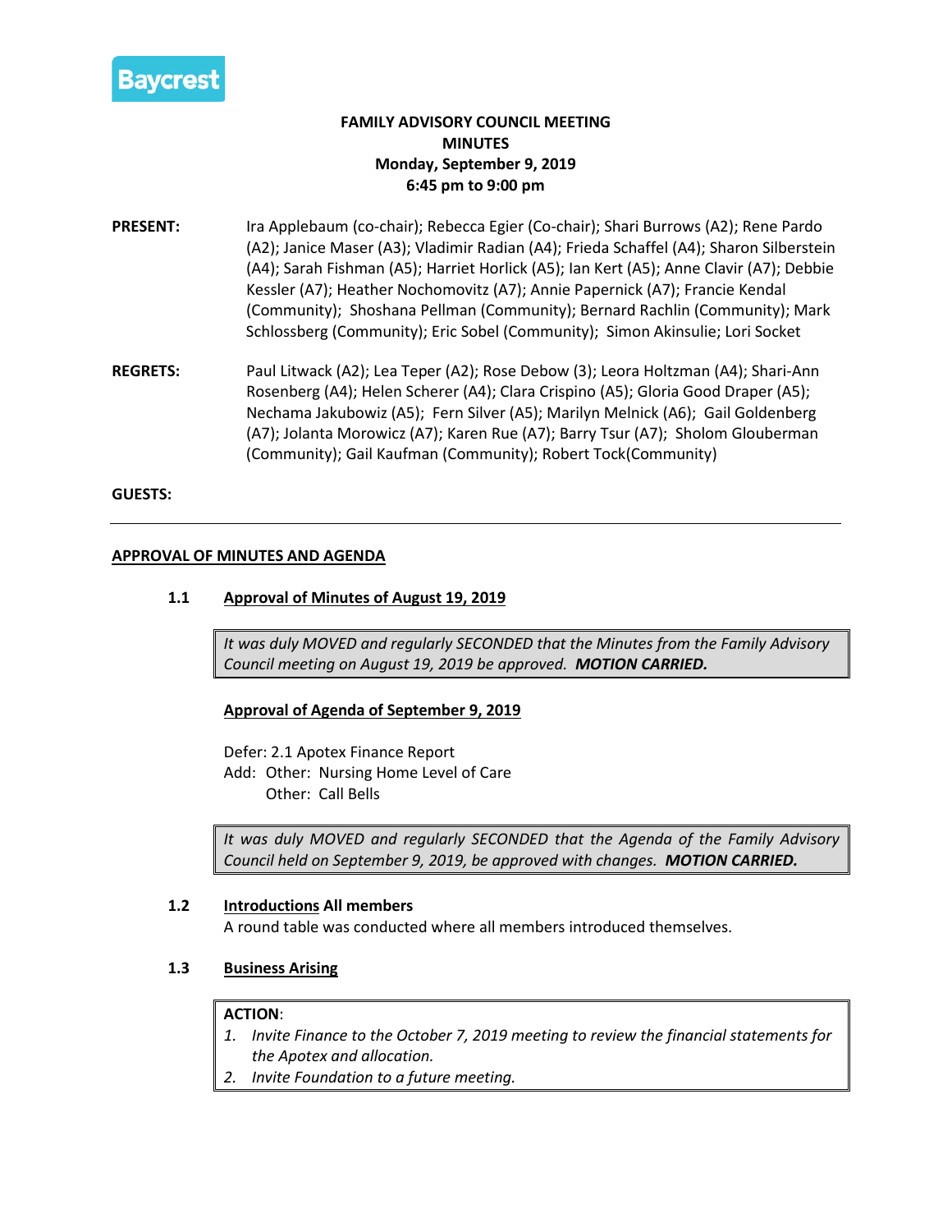**Baycrest**

**FAMILY ADVISORY COUNCIL MEETING**
**MINUTES**
**Monday, September 9, 2019**
**6:45 pm to 9:00 pm**

**PRESENT:** Ira Applebaum (co-chair); Rebecca Egier (Co-chair); Shari Burrows (A2); Rene Pardo (A2); Janice Maser (A3); Vladimir Radian (A4); Frieda Schaffel (A4); Sharon Silberstein (A4); Sarah Fishman (A5); Harriet Horlick (A5); Ian Kert (A5); Anne Clavir (A7); Debbie Kessler (A7); Heather Nochomovitz (A7); Annie Papernick (A7); Francie Kendal (Community); Shoshana Pellman (Community); Bernard Rachlin (Community); Mark Schlossberg (Community); Eric Sobel (Community); Simon Akinsulie; Lori Socket

**REGRETS:** Paul Litwack (A2); Lea Teper (A2); Rose Debow (3); Leora Holtzman (A4); Shari-Ann Rosenberg (A4); Helen Scherer (A4); Clara Crispino (A5); Gloria Good Draper (A5); Nechama Jakubowiz (A5); Fern Silver (A5); Marilyn Melnick (A6); Gail Goldenberg (A7); Jolanta Morowicz (A7); Karen Rue (A7); Barry Tsur (A7); Sholom Glouberman (Community); Gail Kaufman (Community); Robert Tock(Community)

**GUESTS:**

---

## APPROVAL OF MINUTES AND AGENDA

### 1.1 Approval of Minutes of August 19, 2019

> *It was duly MOVED and regularly SECONDED that the Minutes from the Family Advisory Council meeting on August 19, 2019 be approved.* ***MOTION CARRIED.***

**Approval of Agenda of September 9, 2019**

Defer: 2.1 Apotex Finance Report
Add: Other: Nursing Home Level of Care
Other: Call Bells

> *It was duly MOVED and regularly SECONDED that the Agenda of the Family Advisory Council held on September 9, 2019, be approved with changes.* ***MOTION CARRIED.***

### 1.2 Introductions All members

A round table was conducted where all members introduced themselves.

### 1.3 Business Arising

> **ACTION**:
> 1. *Invite Finance to the October 7, 2019 meeting to review the financial statements for the Apotex and allocation.*
> 2. *Invite Foundation to a future meeting.*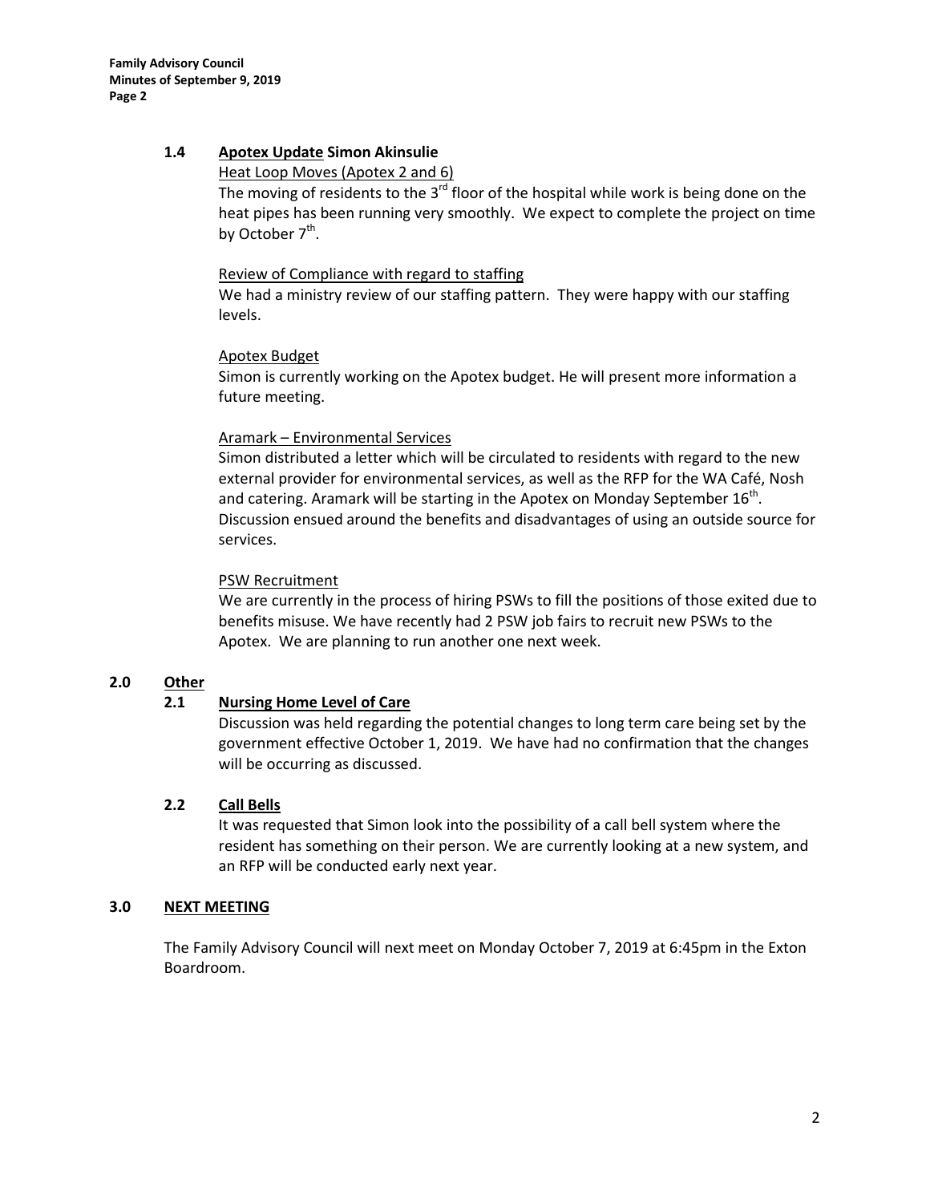### 1.4 Apotex Update Simon Akinsulie

Heat Loop Moves (Apotex 2 and 6)

The moving of residents to the 3rd floor of the hospital while work is being done on the heat pipes has been running very smoothly. We expect to complete the project on time by October 7th.

Review of Compliance with regard to staffing

We had a ministry review of our staffing pattern. They were happy with our staffing levels.

Apotex Budget

Simon is currently working on the Apotex budget. He will present more information a future meeting.

Aramark – Environmental Services

Simon distributed a letter which will be circulated to residents with regard to the new external provider for environmental services, as well as the RFP for the WA Café, Nosh and catering. Aramark will be starting in the Apotex on Monday September 16th. Discussion ensued around the benefits and disadvantages of using an outside source for services.

PSW Recruitment

We are currently in the process of hiring PSWs to fill the positions of those exited due to benefits misuse. We have recently had 2 PSW job fairs to recruit new PSWs to the Apotex. We are planning to run another one next week.

## 2.0 Other

### 2.1 Nursing Home Level of Care

Discussion was held regarding the potential changes to long term care being set by the government effective October 1, 2019. We have had no confirmation that the changes will be occurring as discussed.

### 2.2 Call Bells

It was requested that Simon look into the possibility of a call bell system where the resident has something on their person. We are currently looking at a new system, and an RFP will be conducted early next year.

## 3.0 NEXT MEETING

The Family Advisory Council will next meet on Monday October 7, 2019 at 6:45pm in the Exton Boardroom.